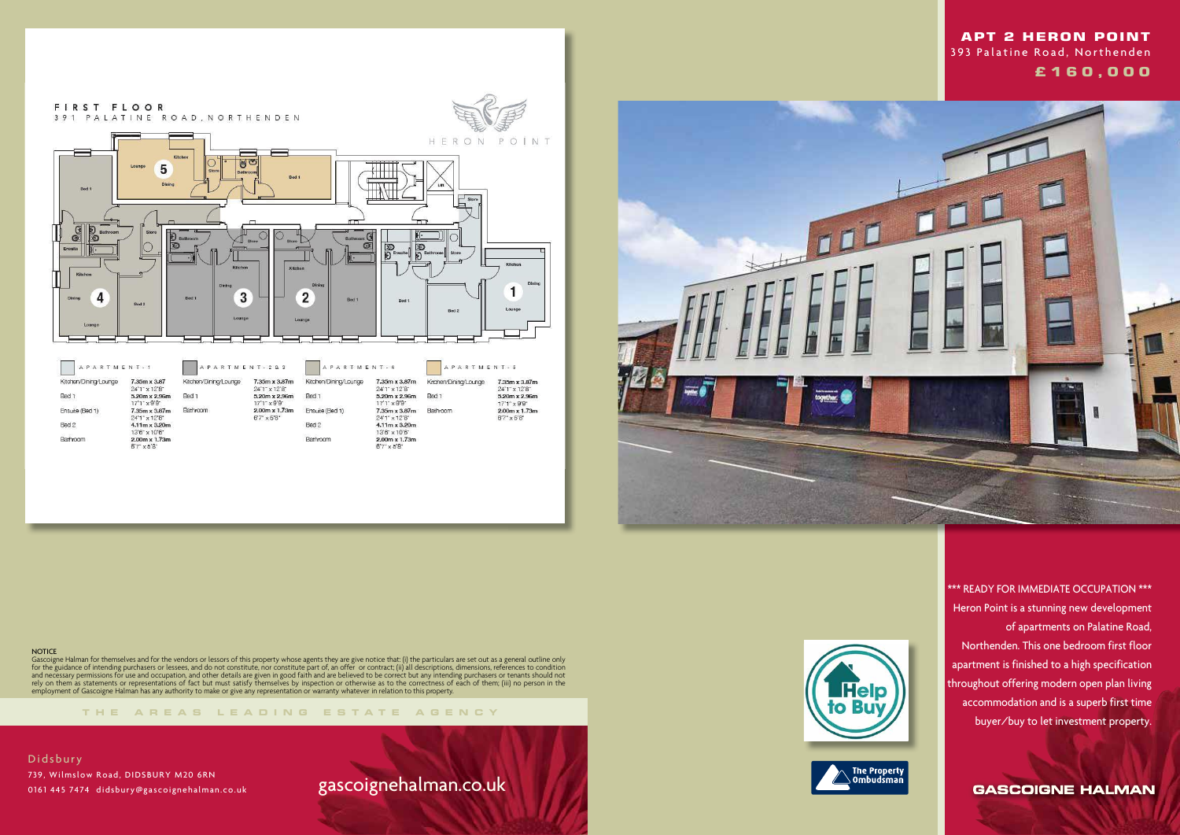# APT 2 HERON POINT

393 Palatine Road, Northenden

**£160,000**

## FIRST FLOOR

391 PALATINE ROAD, NORTHENDEN

HERON POINT

### APARTMENT - 1

| Room | Dimensions |
|---|---|
| Kitchen/Dining/Lounge | 7.35m x 3.87 / 24'1" x 12'8" |
| Bed 1 | 5.20m x 2.96m / 17'1" x 9'9" |
| Ensuite (Bed 1) | 7.35m x 3.87m / 24'1" x 12'8" |
| Bed 2 | 4.11m x 3.20m / 13'6" x 10'6" |
| Bathroom | 2.00m x 1.73m / 6'7" x 5'8" |

### APARTMENT - 2 & 3

| Room | Dimensions |
|---|---|
| Kitchen/Dining/Lounge | 7.35m x 3.87m / 24'1" x 12'8" |
| Bed 1 | 5.20m x 2.96m / 17'1" x 9'9" |
| Bathroom | 2.00m x 1.73m / 6'7" x 5'8" |

### APARTMENT - 4

| Room | Dimensions |
|---|---|
| Kitchen/Dining/Lounge | 7.35m x 3.87m / 24'1" x 12'8" |
| Bed 1 | 5.20m x 2.96m / 17'1" x 9'9" |
| Ensuite (Bed 1) | 7.35m x 3.87m / 24'1" x 12'8" |
| Bed 2 | 4.11m x 3.20m / 13'6" x 10'6" |
| Bathroom | 2.00m x 1.73m / 6'7" x 5'8" |

### APARTMENT - 5

| Room | Dimensions |
|---|---|
| Kitchen/Dining/Lounge | 7.35m x 3.87m / 24'1" x 12'8" |
| Bed 1 | 5.20m x 2.96m / 17'1" x 9'9" |
| Bathroom | 2.00m x 1.73m / 6'7" x 5'8" |

*** READY FOR IMMEDIATE OCCUPATION ***
Heron Point is a stunning new development of apartments on Palatine Road, Northenden. This one bedroom first floor apartment is finished to a high specification throughout offering modern open plan living accommodation and is a superb first time buyer/buy to let investment property.

Help to Buy

The Property Ombudsman

**NOTICE**
Gascoigne Halman for themselves and for the vendors or lessors of this property whose agents they are give notice that: (i) the particulars are set out as a general outline only for the guidance of intending purchasers or lessees, and do not constitute part of, an offer or contract; (ii) all descriptions, dimensions, references to condition and necessary permissions for use and occupation, and other details are given in good faith and are believed to be correct but any intending purchasers or tenants should not rely on them as statements or representations of fact but must satisfy themselves by inspection or otherwise as to the correctness of each of them; (iii) no person in the employment of Gascoigne Halman has any authority to make or give any representation or warranty whatever in relation to this property.

THE AREAS LEADING ESTATE AGENCY

Didsbury
739, Wilmslow Road, DIDSBURY M20 6RN
0161 445 7474 didsbury@gascoignehalman.co.uk

gascoignehalman.co.uk

GASCOIGNE HALMAN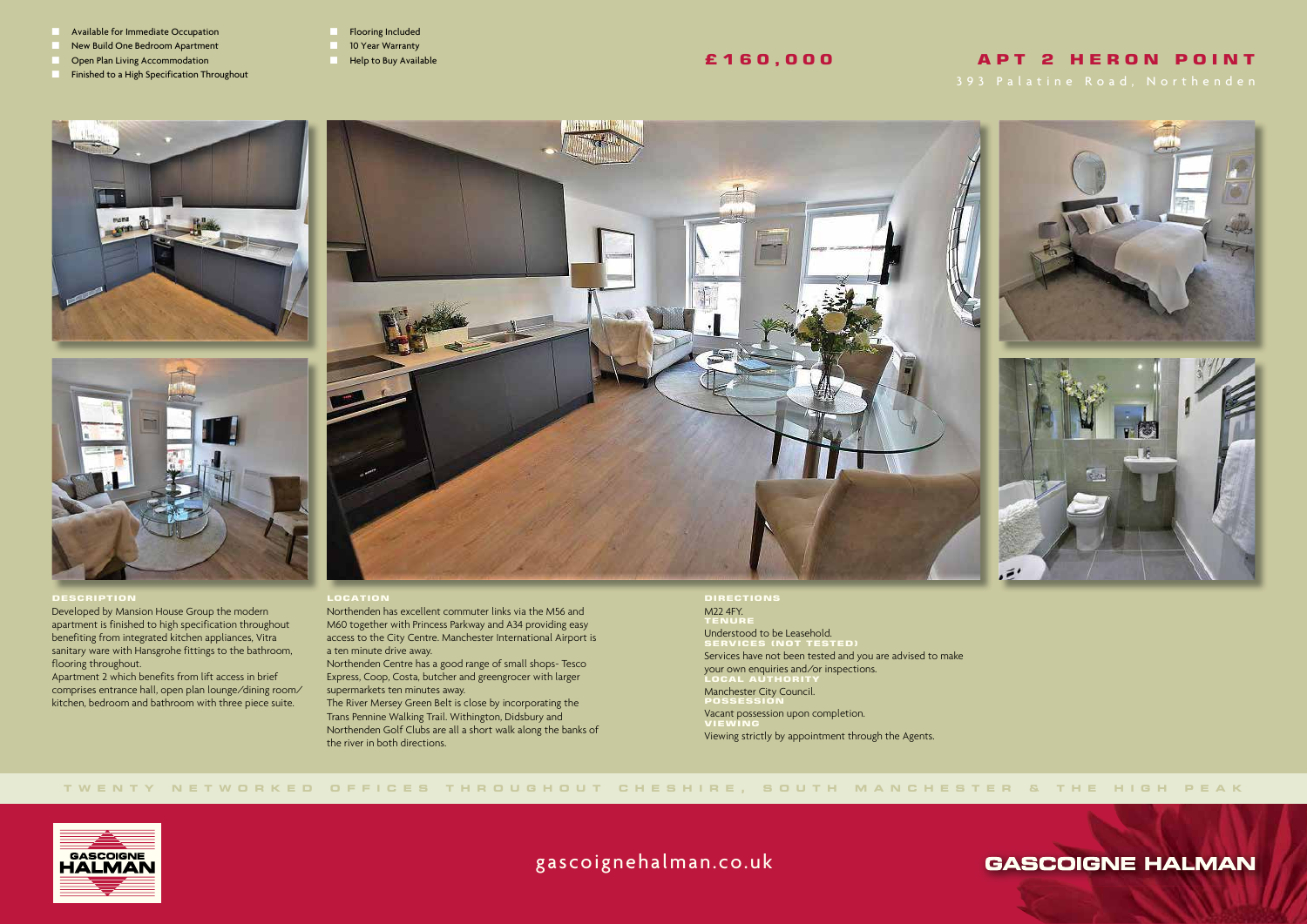- Available for Immediate Occupation
- New Build One Bedroom Apartment
- Open Plan Living Accommodation
- Finished to a High Specification Throughout
- Flooring Included
- 10 Year Warranty
- Help to Buy Available

## £160,000

# APT 2 HERON POINT

393 Palatine Road, Northenden

### DESCRIPTION

Developed by Mansion House Group the modern apartment is finished to high specification throughout benefiting from integrated kitchen appliances, Vitra sanitary ware with Hansgrohe fittings to the bathroom, flooring throughout.

Apartment 2 which benefits from lift access in brief comprises entrance hall, open plan lounge/dining room/kitchen, bedroom and bathroom with three piece suite.

### LOCATION

Northenden has excellent commuter links via the M56 and M60 together with Princess Parkway and A34 providing easy access to the City Centre. Manchester International Airport is a ten minute drive away.

Northenden Centre has a good range of small shops- Tesco Express, Coop, Costa, butcher and greengrocer with larger supermarkets ten minutes away.

The River Mersey Green Belt is close by incorporating the Trans Pennine Walking Trail. Withington, Didsbury and Northenden Golf Clubs are all a short walk along the banks of the river in both directions.

### DIRECTIONS

M22 4FY.

### TENURE

Understood to be Leasehold.

### SERVICES (NOT TESTED)

Services have not been tested and you are advised to make your own enquiries and/or inspections.

### LOCAL AUTHORITY

Manchester City Council.

### POSSESSION

Vacant possession upon completion.

### VIEWING

Viewing strictly by appointment through the Agents.

TWENTY NETWORKED OFFICES THROUGHOUT CHESHIRE, SOUTH MANCHESTER & THE HIGH PEAK

gascoignehalman.co.uk

GASCOIGNE HALMAN